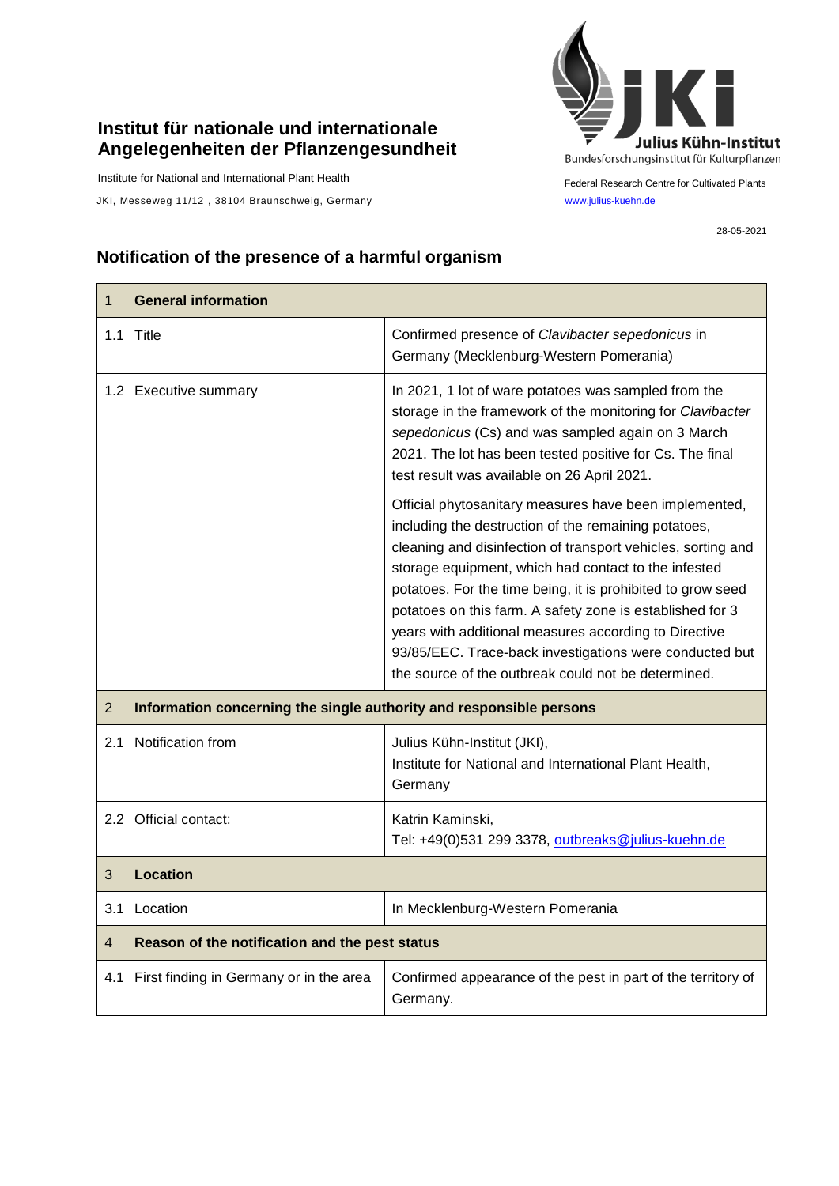**Institut für nationale und internationale Angelegenheiten der Pflanzengesundheit**

Institute for National and International Plant Health

JKI, Messeweg 11/12 , 38104 Braunschweig, Germany

Julius Kühn-Institut
Bundesforschungsinstitut für Kulturpflanzen

Federal Research Centre for Cultivated Plants
www.julius-kuehn.de

28-05-2021

## Notification of the presence of a harmful organism

| 1 **General information** | |
|---|---|
| 1.1 Title | Confirmed presence of *Clavibacter sepedonicus* in Germany (Mecklenburg-Western Pomerania) |
| 1.2 Executive summary | In 2021, 1 lot of ware potatoes was sampled from the storage in the framework of the monitoring for *Clavibacter sepedonicus* (Cs) and was sampled again on 3 March 2021. The lot has been tested positive for Cs. The final test result was available on 26 April 2021.<br><br>Official phytosanitary measures have been implemented, including the destruction of the remaining potatoes, cleaning and disinfection of transport vehicles, sorting and storage equipment, which had contact to the infested potatoes. For the time being, it is prohibited to grow seed potatoes on this farm. A safety zone is established for 3 years with additional measures according to Directive 93/85/EEC. Trace-back investigations were conducted but the source of the outbreak could not be determined. |
| 2 **Information concerning the single authority and responsible persons** | |
| 2.1 Notification from | Julius Kühn-Institut (JKI),<br>Institute for National and International Plant Health, Germany |
| 2.2 Official contact: | Katrin Kaminski,<br>Tel: +49(0)531 299 3378, outbreaks@julius-kuehn.de |
| 3 **Location** | |
| 3.1 Location | In Mecklenburg-Western Pomerania |
| 4 **Reason of the notification and the pest status** | |
| 4.1 First finding in Germany or in the area | Confirmed appearance of the pest in part of the territory of Germany. |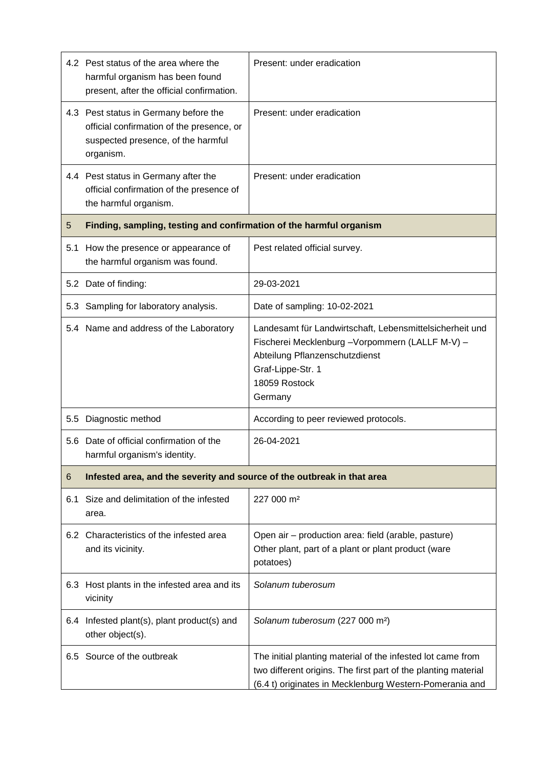| | | |
|---|---|---|
| 4.2 | Pest status of the area where the harmful organism has been found present, after the official confirmation. | Present: under eradication |
| 4.3 | Pest status in Germany before the official confirmation of the presence, or suspected presence, of the harmful organism. | Present: under eradication |
| 4.4 | Pest status in Germany after the official confirmation of the presence of the harmful organism. | Present: under eradication |
| **5** | **Finding, sampling, testing and confirmation of the harmful organism** | |
| 5.1 | How the presence or appearance of the harmful organism was found. | Pest related official survey. |
| 5.2 | Date of finding: | 29-03-2021 |
| 5.3 | Sampling for laboratory analysis. | Date of sampling: 10-02-2021 |
| 5.4 | Name and address of the Laboratory | Landesamt für Landwirtschaft, Lebensmittelsicherheit und Fischerei Mecklenburg –Vorpommern (LALLF M-V) – Abteilung Pflanzenschutzdienst<br>Graf-Lippe-Str. 1<br>18059 Rostock<br>Germany |
| 5.5 | Diagnostic method | According to peer reviewed protocols. |
| 5.6 | Date of official confirmation of the harmful organism's identity. | 26-04-2021 |
| **6** | **Infested area, and the severity and source of the outbreak in that area** | |
| 6.1 | Size and delimitation of the infested area. | 227 000 m² |
| 6.2 | Characteristics of the infested area and its vicinity. | Open air – production area: field (arable, pasture)<br>Other plant, part of a plant or plant product (ware potatoes) |
| 6.3 | Host plants in the infested area and its vicinity | *Solanum tuberosum* |
| 6.4 | Infested plant(s), plant product(s) and other object(s). | *Solanum tuberosum* (227 000 m²) |
| 6.5 | Source of the outbreak | The initial planting material of the infested lot came from two different origins. The first part of the planting material (6.4 t) originates in Mecklenburg Western-Pomerania and |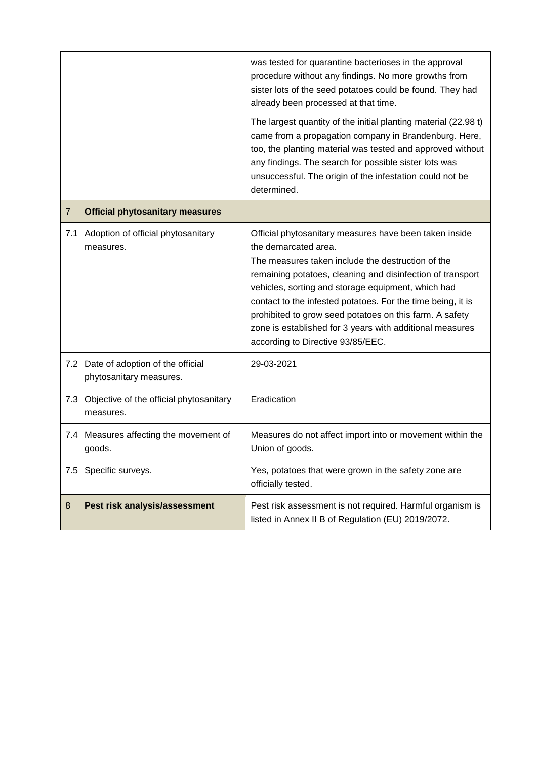| | |
|---|---|
| | was tested for quarantine bacterioses in the approval procedure without any findings. No more growths from sister lots of the seed potatoes could be found. They had already been processed at that time.<br><br>The largest quantity of the initial planting material (22.98 t) came from a propagation company in Brandenburg. Here, too, the planting material was tested and approved without any findings. The search for possible sister lots was unsuccessful. The origin of the infestation could not be determined. |
| **7 Official phytosanitary measures** | |
| 7.1 Adoption of official phytosanitary measures. | Official phytosanitary measures have been taken inside the demarcated area.<br>The measures taken include the destruction of the remaining potatoes, cleaning and disinfection of transport vehicles, sorting and storage equipment, which had contact to the infested potatoes. For the time being, it is prohibited to grow seed potatoes on this farm. A safety zone is established for 3 years with additional measures according to Directive 93/85/EEC. |
| 7.2 Date of adoption of the official phytosanitary measures. | 29-03-2021 |
| 7.3 Objective of the official phytosanitary measures. | Eradication |
| 7.4 Measures affecting the movement of goods. | Measures do not affect import into or movement within the Union of goods. |
| 7.5 Specific surveys. | Yes, potatoes that were grown in the safety zone are officially tested. |
| **8 Pest risk analysis/assessment** | Pest risk assessment is not required. Harmful organism is listed in Annex II B of Regulation (EU) 2019/2072. |